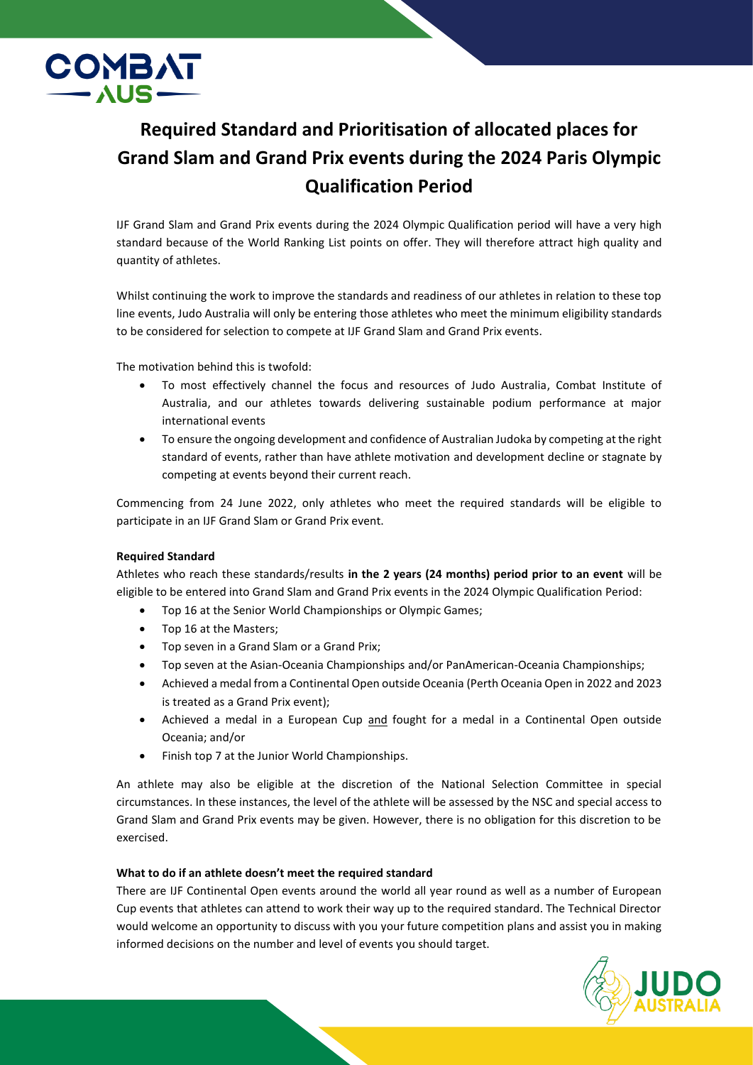# Required Standard and Prioritisation of allocated places for Grand Slam and Grand Prix events during the 2024 Paris Olympic Qualification Period

IJF Grand Slam and Grand Prix events during the 2024 Olympic Qualification period will have a very high standard because of the World Ranking List points on offer. They will therefore attract high quality and quantity of athletes.

Whilst continuing the work to improve the standards and readiness of our athletes in relation to these top line events, Judo Australia will only be entering those athletes who meet the minimum eligibility standards to be considered for selection to compete at IJF Grand Slam and Grand Prix events.

The motivation behind this is twofold:

- To most effectively channel the focus and resources of Judo Australia, Combat Institute of Australia, and our athletes towards delivering sustainable podium performance at major international events
- To ensure the ongoing development and confidence of Australian Judoka by competing at the right standard of events, rather than have athlete motivation and development decline or stagnate by competing at events beyond their current reach.

Commencing from 24 June 2022, only athletes who meet the required standards will be eligible to participate in an IJF Grand Slam or Grand Prix event.

**Required Standard**

Athletes who reach these standards/results **in the 2 years (24 months) period prior to an event** will be eligible to be entered into Grand Slam and Grand Prix events in the 2024 Olympic Qualification Period:

- Top 16 at the Senior World Championships or Olympic Games;
- Top 16 at the Masters;
- Top seven in a Grand Slam or a Grand Prix;
- Top seven at the Asian-Oceania Championships and/or PanAmerican-Oceania Championships;
- Achieved a medal from a Continental Open outside Oceania (Perth Oceania Open in 2022 and 2023 is treated as a Grand Prix event);
- Achieved a medal in a European Cup and fought for a medal in a Continental Open outside Oceania; and/or
- Finish top 7 at the Junior World Championships.

An athlete may also be eligible at the discretion of the National Selection Committee in special circumstances. In these instances, the level of the athlete will be assessed by the NSC and special access to Grand Slam and Grand Prix events may be given. However, there is no obligation for this discretion to be exercised.

**What to do if an athlete doesn't meet the required standard**

There are IJF Continental Open events around the world all year round as well as a number of European Cup events that athletes can attend to work their way up to the required standard. The Technical Director would welcome an opportunity to discuss with you your future competition plans and assist you in making informed decisions on the number and level of events you should target.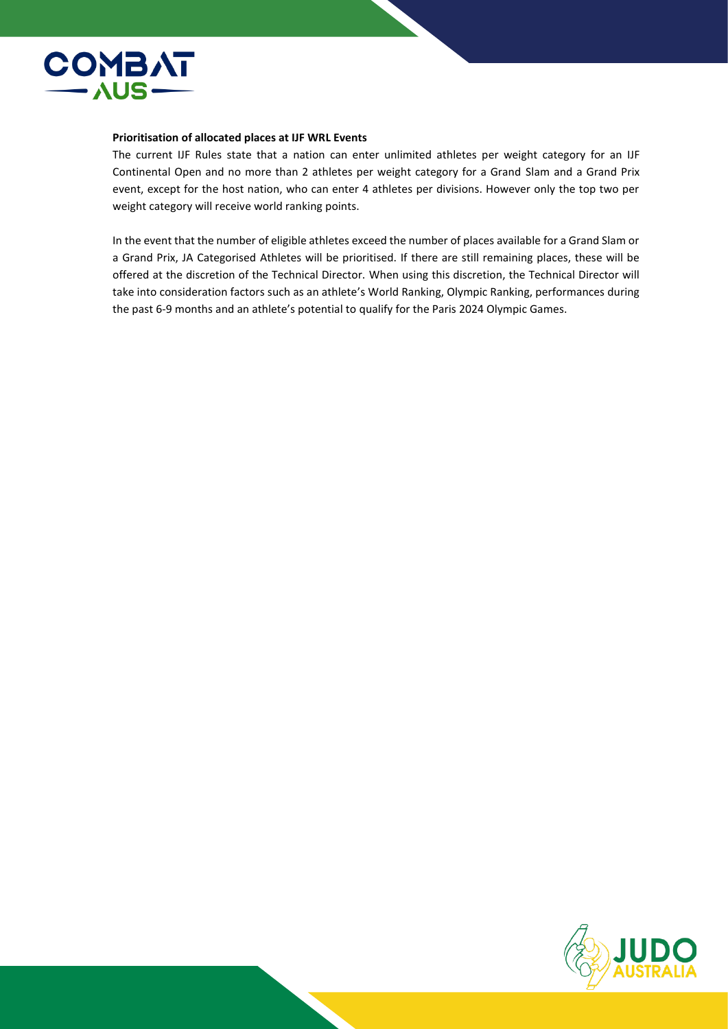**Prioritisation of allocated places at IJF WRL Events**

The current IJF Rules state that a nation can enter unlimited athletes per weight category for an IJF Continental Open and no more than 2 athletes per weight category for a Grand Slam and a Grand Prix event, except for the host nation, who can enter 4 athletes per divisions. However only the top two per weight category will receive world ranking points.

In the event that the number of eligible athletes exceed the number of places available for a Grand Slam or a Grand Prix, JA Categorised Athletes will be prioritised. If there are still remaining places, these will be offered at the discretion of the Technical Director. When using this discretion, the Technical Director will take into consideration factors such as an athlete's World Ranking, Olympic Ranking, performances during the past 6-9 months and an athlete's potential to qualify for the Paris 2024 Olympic Games.